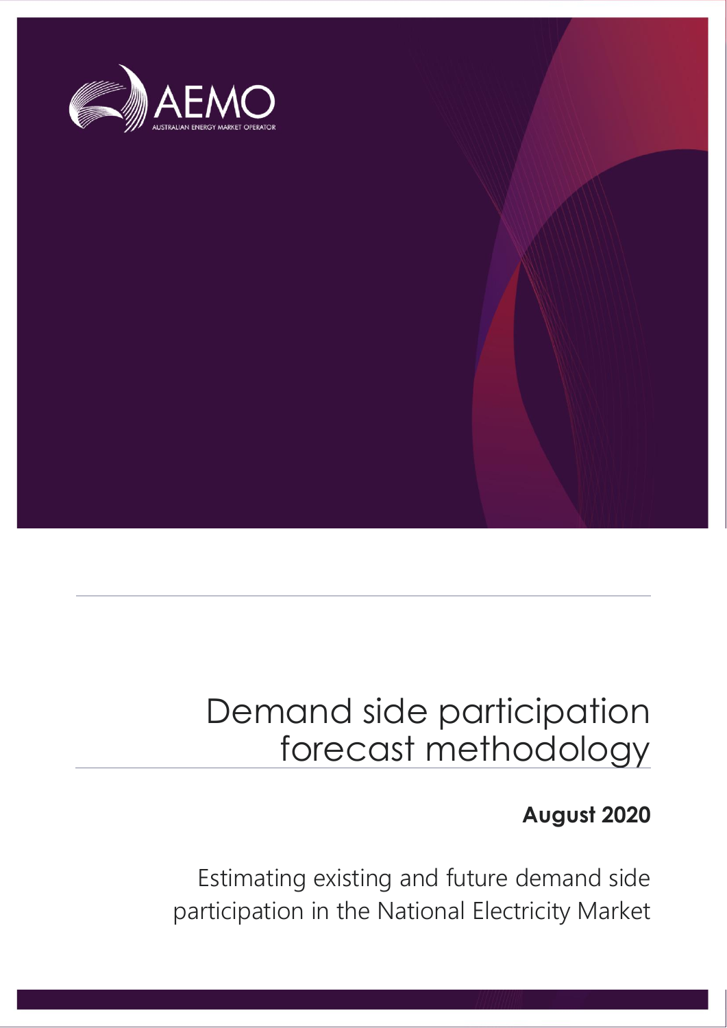AEMO

AUSTRALIAN ENERGY MARKET OPERATOR

# Demand side participation forecast methodology

**August 2020**

Estimating existing and future demand side participation in the National Electricity Market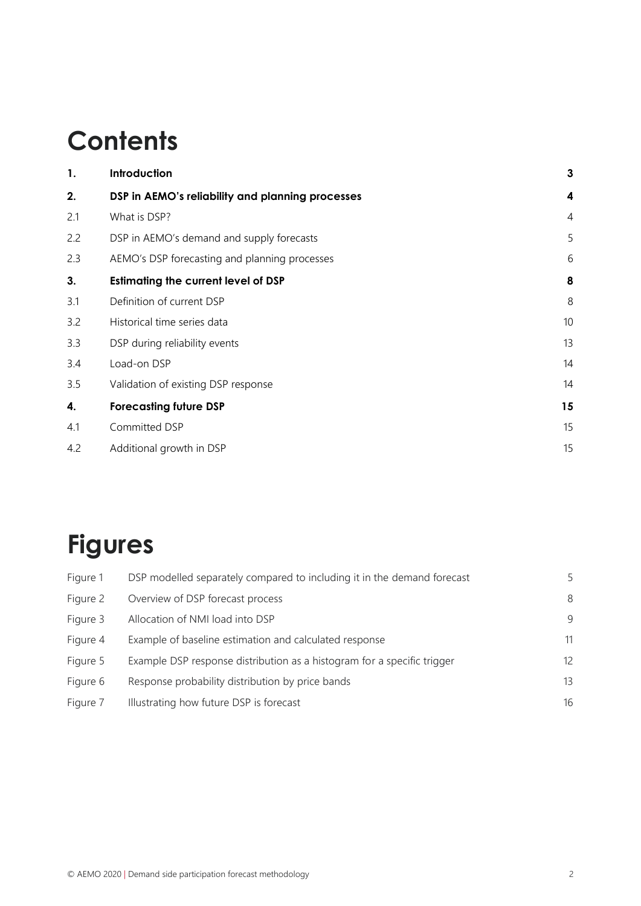# Contents

| | | |
|---|---|---|
| **1.** | **Introduction** | **3** |
| **2.** | **DSP in AEMO's reliability and planning processes** | **4** |
| 2.1 | What is DSP? | 4 |
| 2.2 | DSP in AEMO's demand and supply forecasts | 5 |
| 2.3 | AEMO's DSP forecasting and planning processes | 6 |
| **3.** | **Estimating the current level of DSP** | **8** |
| 3.1 | Definition of current DSP | 8 |
| 3.2 | Historical time series data | 10 |
| 3.3 | DSP during reliability events | 13 |
| 3.4 | Load-on DSP | 14 |
| 3.5 | Validation of existing DSP response | 14 |
| **4.** | **Forecasting future DSP** | **15** |
| 4.1 | Committed DSP | 15 |
| 4.2 | Additional growth in DSP | 15 |

# Figures

| | | |
|---|---|---|
| Figure 1 | DSP modelled separately compared to including it in the demand forecast | 5 |
| Figure 2 | Overview of DSP forecast process | 8 |
| Figure 3 | Allocation of NMI load into DSP | 9 |
| Figure 4 | Example of baseline estimation and calculated response | 11 |
| Figure 5 | Example DSP response distribution as a histogram for a specific trigger | 12 |
| Figure 6 | Response probability distribution by price bands | 13 |
| Figure 7 | Illustrating how future DSP is forecast | 16 |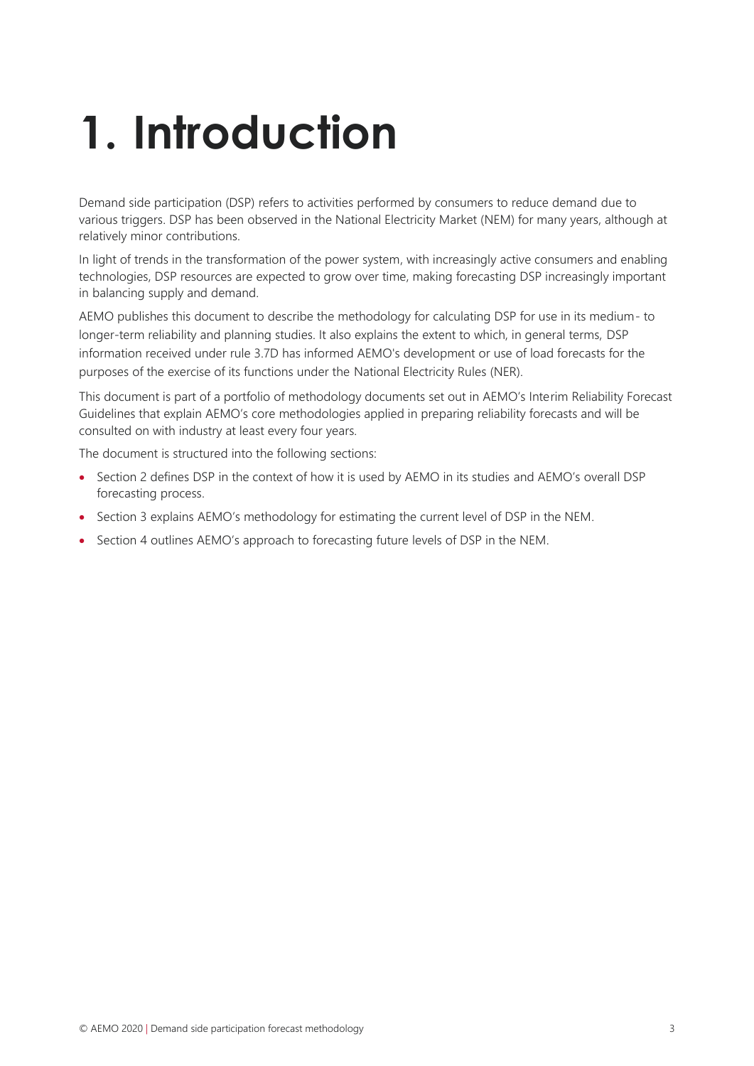# 1. Introduction

Demand side participation (DSP) refers to activities performed by consumers to reduce demand due to various triggers. DSP has been observed in the National Electricity Market (NEM) for many years, although at relatively minor contributions.

In light of trends in the transformation of the power system, with increasingly active consumers and enabling technologies, DSP resources are expected to grow over time, making forecasting DSP increasingly important in balancing supply and demand.

AEMO publishes this document to describe the methodology for calculating DSP for use in its medium- to longer-term reliability and planning studies. It also explains the extent to which, in general terms, DSP information received under rule 3.7D has informed AEMO's development or use of load forecasts for the purposes of the exercise of its functions under the National Electricity Rules (NER).

This document is part of a portfolio of methodology documents set out in AEMO's Interim Reliability Forecast Guidelines that explain AEMO's core methodologies applied in preparing reliability forecasts and will be consulted on with industry at least every four years.

The document is structured into the following sections:

- Section 2 defines DSP in the context of how it is used by AEMO in its studies and AEMO's overall DSP forecasting process.
- Section 3 explains AEMO's methodology for estimating the current level of DSP in the NEM.
- Section 4 outlines AEMO's approach to forecasting future levels of DSP in the NEM.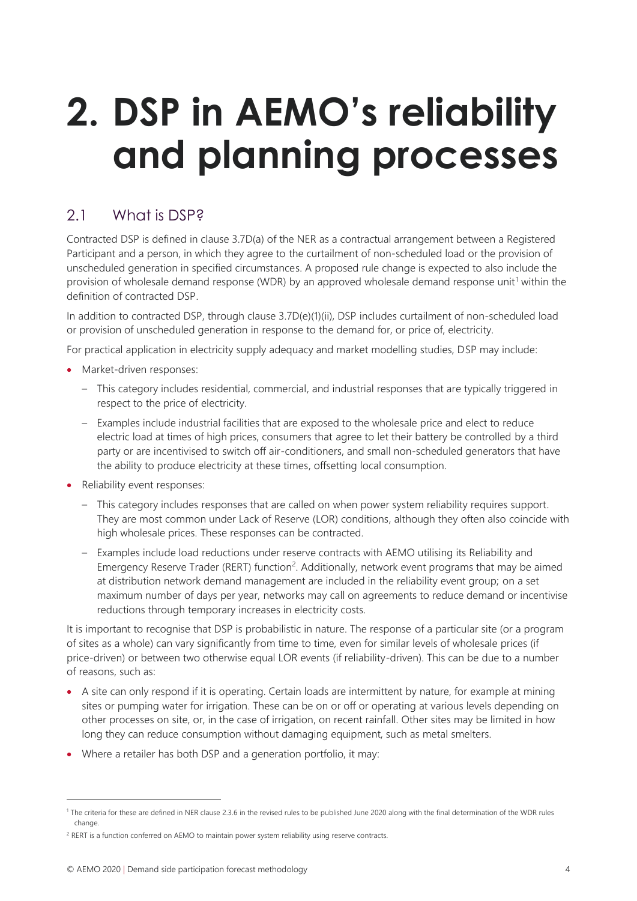# 2. DSP in AEMO's reliability and planning processes

## 2.1 What is DSP?

Contracted DSP is defined in clause 3.7D(a) of the NER as a contractual arrangement between a Registered Participant and a person, in which they agree to the curtailment of non-scheduled load or the provision of unscheduled generation in specified circumstances. A proposed rule change is expected to also include the provision of wholesale demand response (WDR) by an approved wholesale demand response unit[1] within the definition of contracted DSP.

In addition to contracted DSP, through clause 3.7D(e)(1)(ii), DSP includes curtailment of non-scheduled load or provision of unscheduled generation in response to the demand for, or price of, electricity.

For practical application in electricity supply adequacy and market modelling studies, DSP may include:

- Market-driven responses:
  - This category includes residential, commercial, and industrial responses that are typically triggered in respect to the price of electricity.
  - Examples include industrial facilities that are exposed to the wholesale price and elect to reduce electric load at times of high prices, consumers that agree to let their battery be controlled by a third party or are incentivised to switch off air-conditioners, and small non-scheduled generators that have the ability to produce electricity at these times, offsetting local consumption.
- Reliability event responses:
  - This category includes responses that are called on when power system reliability requires support. They are most common under Lack of Reserve (LOR) conditions, although they often also coincide with high wholesale prices. These responses can be contracted.
  - Examples include load reductions under reserve contracts with AEMO utilising its Reliability and Emergency Reserve Trader (RERT) function[2]. Additionally, network event programs that may be aimed at distribution network demand management are included in the reliability event group; on a set maximum number of days per year, networks may call on agreements to reduce demand or incentivise reductions through temporary increases in electricity costs.

It is important to recognise that DSP is probabilistic in nature. The response of a particular site (or a program of sites as a whole) can vary significantly from time to time, even for similar levels of wholesale prices (if price-driven) or between two otherwise equal LOR events (if reliability-driven). This can be due to a number of reasons, such as:

- A site can only respond if it is operating. Certain loads are intermittent by nature, for example at mining sites or pumping water for irrigation. These can be on or off or operating at various levels depending on other processes on site, or, in the case of irrigation, on recent rainfall. Other sites may be limited in how long they can reduce consumption without damaging equipment, such as metal smelters.
- Where a retailer has both DSP and a generation portfolio, it may:

---

[1] The criteria for these are defined in NER clause 2.3.6 in the revised rules to be published June 2020 along with the final determination of the WDR rules change.

[2] RERT is a function conferred on AEMO to maintain power system reliability using reserve contracts.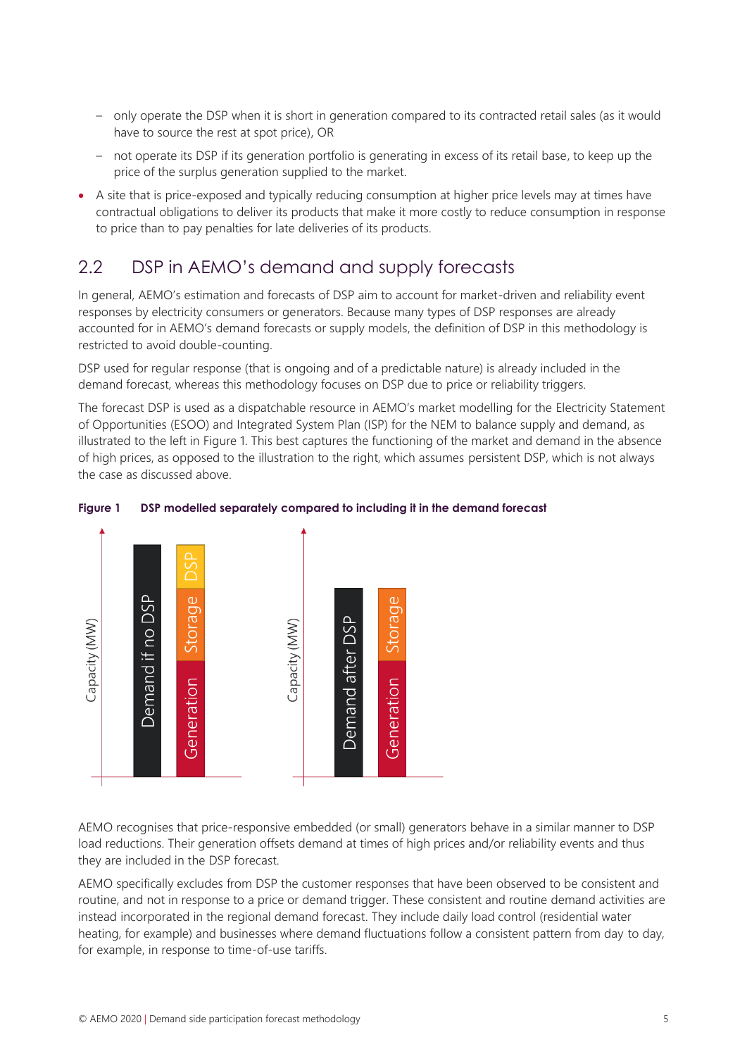- only operate the DSP when it is short in generation compared to its contracted retail sales (as it would have to source the rest at spot price), OR
  - not operate its DSP if its generation portfolio is generating in excess of its retail base, to keep up the price of the surplus generation supplied to the market.
- A site that is price-exposed and typically reducing consumption at higher price levels may at times have contractual obligations to deliver its products that make it more costly to reduce consumption in response to price than to pay penalties for late deliveries of its products.

## 2.2 DSP in AEMO's demand and supply forecasts

In general, AEMO's estimation and forecasts of DSP aim to account for market-driven and reliability event responses by electricity consumers or generators. Because many types of DSP responses are already accounted for in AEMO's demand forecasts or supply models, the definition of DSP in this methodology is restricted to avoid double-counting.

DSP used for regular response (that is ongoing and of a predictable nature) is already included in the demand forecast, whereas this methodology focuses on DSP due to price or reliability triggers.

The forecast DSP is used as a dispatchable resource in AEMO's market modelling for the Electricity Statement of Opportunities (ESOO) and Integrated System Plan (ISP) for the NEM to balance supply and demand, as illustrated to the left in Figure 1. This best captures the functioning of the market and demand in the absence of high prices, as opposed to the illustration to the right, which assumes persistent DSP, which is not always the case as discussed above.

**Figure 1 DSP modelled separately compared to including it in the demand forecast**

AEMO recognises that price-responsive embedded (or small) generators behave in a similar manner to DSP load reductions. Their generation offsets demand at times of high prices and/or reliability events and thus they are included in the DSP forecast.

AEMO specifically excludes from DSP the customer responses that have been observed to be consistent and routine, and not in response to a price or demand trigger. These consistent and routine demand activities are instead incorporated in the regional demand forecast. They include daily load control (residential water heating, for example) and businesses where demand fluctuations follow a consistent pattern from day to day, for example, in response to time-of-use tariffs.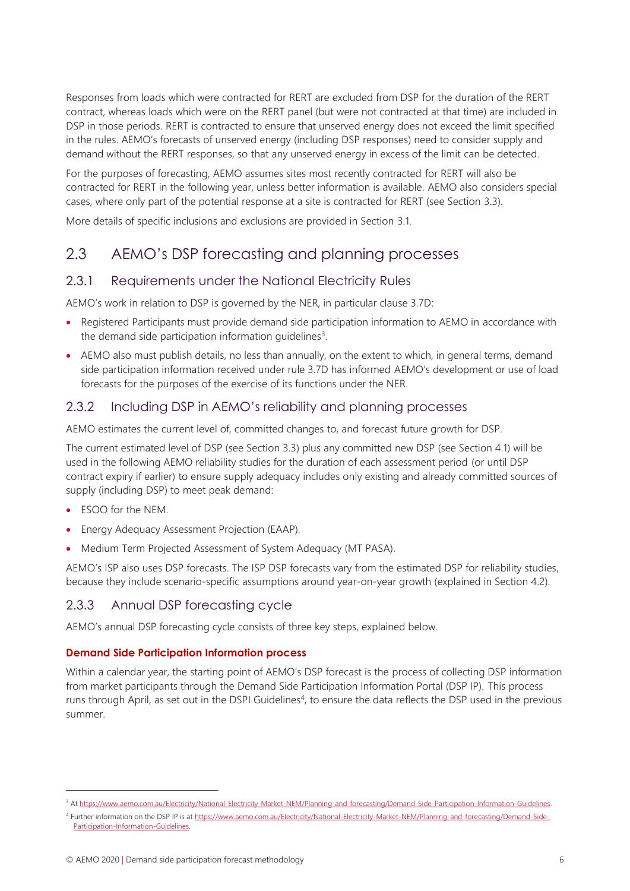Responses from loads which were contracted for RERT are excluded from DSP for the duration of the RERT contract, whereas loads which were on the RERT panel (but were not contracted at that time) are included in DSP in those periods. RERT is contracted to ensure that unserved energy does not exceed the limit specified in the rules. AEMO's forecasts of unserved energy (including DSP responses) need to consider supply and demand without the RERT responses, so that any unserved energy in excess of the limit can be detected.

For the purposes of forecasting, AEMO assumes sites most recently contracted for RERT will also be contracted for RERT in the following year, unless better information is available. AEMO also considers special cases, where only part of the potential response at a site is contracted for RERT (see Section 3.3).

More details of specific inclusions and exclusions are provided in Section 3.1.

## 2.3 AEMO's DSP forecasting and planning processes

### 2.3.1 Requirements under the National Electricity Rules

AEMO's work in relation to DSP is governed by the NER, in particular clause 3.7D:

- Registered Participants must provide demand side participation information to AEMO in accordance with the demand side participation information guidelines[3].
- AEMO also must publish details, no less than annually, on the extent to which, in general terms, demand side participation information received under rule 3.7D has informed AEMO's development or use of load forecasts for the purposes of the exercise of its functions under the NER.

### 2.3.2 Including DSP in AEMO's reliability and planning processes

AEMO estimates the current level of, committed changes to, and forecast future growth for DSP.

The current estimated level of DSP (see Section 3.3) plus any committed new DSP (see Section 4.1) will be used in the following AEMO reliability studies for the duration of each assessment period (or until DSP contract expiry if earlier) to ensure supply adequacy includes only existing and already committed sources of supply (including DSP) to meet peak demand:

- ESOO for the NEM.
- Energy Adequacy Assessment Projection (EAAP).
- Medium Term Projected Assessment of System Adequacy (MT PASA).

AEMO's ISP also uses DSP forecasts. The ISP DSP forecasts vary from the estimated DSP for reliability studies, because they include scenario-specific assumptions around year-on-year growth (explained in Section 4.2).

### 2.3.3 Annual DSP forecasting cycle

AEMO's annual DSP forecasting cycle consists of three key steps, explained below.

**Demand Side Participation Information process**

Within a calendar year, the starting point of AEMO's DSP forecast is the process of collecting DSP information from market participants through the Demand Side Participation Information Portal (DSP IP). This process runs through April, as set out in the DSPI Guidelines[4], to ensure the data reflects the DSP used in the previous summer.

---

[3] At https://www.aemo.com.au/Electricity/National-Electricity-Market-NEM/Planning-and-forecasting/Demand-Side-Participation-Information-Guidelines.

[4] Further information on the DSP IP is at https://www.aemo.com.au/Electricity/National-Electricity-Market-NEM/Planning-and-forecasting/Demand-Side-Participation-Information-Guidelines.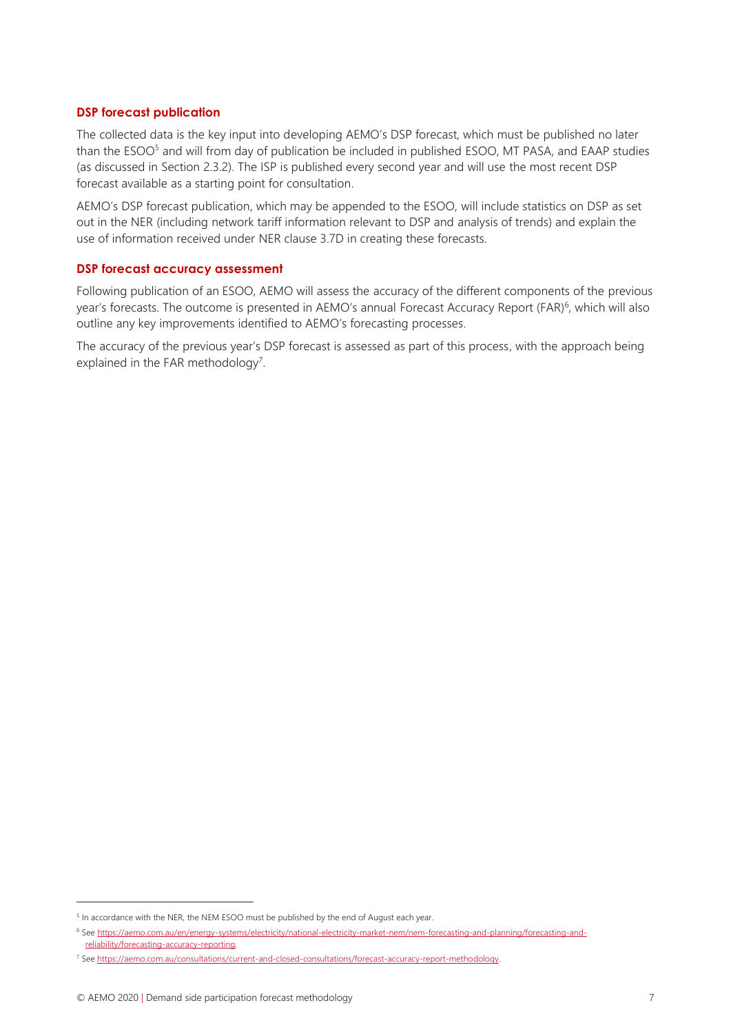### DSP forecast publication

The collected data is the key input into developing AEMO's DSP forecast, which must be published no later than the ESOO[5] and will from day of publication be included in published ESOO, MT PASA, and EAAP studies (as discussed in Section 2.3.2). The ISP is published every second year and will use the most recent DSP forecast available as a starting point for consultation.

AEMO's DSP forecast publication, which may be appended to the ESOO, will include statistics on DSP as set out in the NER (including network tariff information relevant to DSP and analysis of trends) and explain the use of information received under NER clause 3.7D in creating these forecasts.

### DSP forecast accuracy assessment

Following publication of an ESOO, AEMO will assess the accuracy of the different components of the previous year's forecasts. The outcome is presented in AEMO's annual Forecast Accuracy Report (FAR)[6], which will also outline any key improvements identified to AEMO's forecasting processes.

The accuracy of the previous year's DSP forecast is assessed as part of this process, with the approach being explained in the FAR methodology[7].

---

[5] In accordance with the NER, the NEM ESOO must be published by the end of August each year.

[6] See https://aemo.com.au/en/energy-systems/electricity/national-electricity-market-nem/nem-forecasting-and-planning/forecasting-and-reliability/forecasting-accuracy-reporting.

[7] See https://aemo.com.au/consultations/current-and-closed-consultations/forecast-accuracy-report-methodology.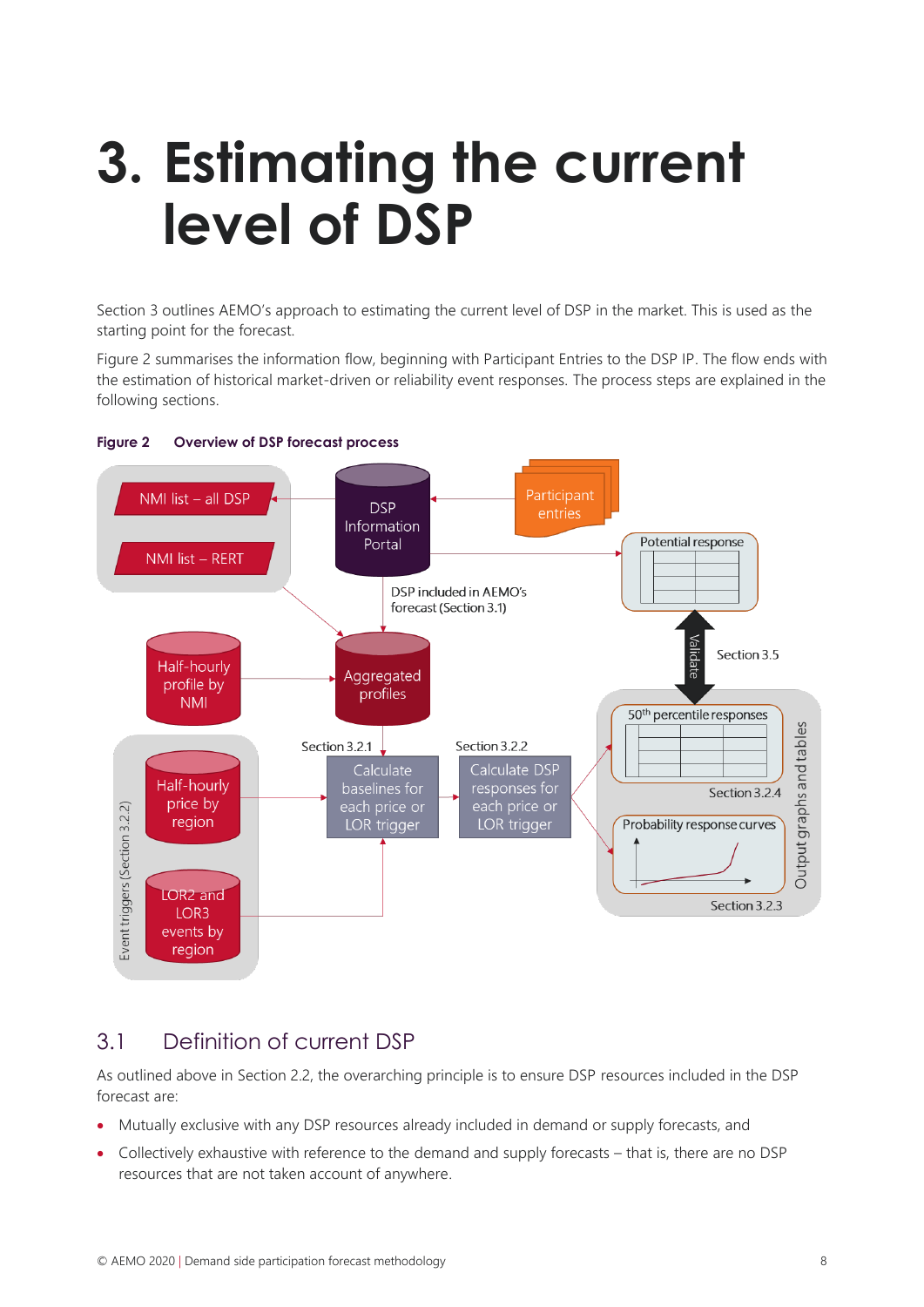// Unlike the default (prose-only), the Figure 2 diagram labels are transcribed into the block below because no image region was detected.
# 3. Estimating the current level of DSP

Section 3 outlines AEMO's approach to estimating the current level of DSP in the market. This is used as the starting point for the forecast.

Figure 2 summarises the information flow, beginning with Participant Entries to the DSP IP. The flow ends with the estimation of historical market-driven or reliability event responses. The process steps are explained in the following sections.

**Figure 2 Overview of DSP forecast process**

```
NMI list – all DSP
NMI list – RERT
DSP Information Portal
Participant entries
Potential response
DSP included in AEMO's forecast (Section 3.1)
Validate
Section 3.5
Half-hourly profile by NMI
Aggregated profiles
50th percentile responses
Section 3.2.4
Section 3.2.1
Section 3.2.2
Half-hourly price by region
Calculate baselines for each price or LOR trigger
Calculate DSP responses for each price or LOR trigger
Probability response curves
Section 3.2.3
LOR2 and LOR3 events by region
Event triggers (Section 3.2.2)
Output graphs and tables
```

## 3.1 Definition of current DSP

As outlined above in Section 2.2, the overarching principle is to ensure DSP resources included in the DSP forecast are:

- Mutually exclusive with any DSP resources already included in demand or supply forecasts, and
- Collectively exhaustive with reference to the demand and supply forecasts – that is, there are no DSP resources that are not taken account of anywhere.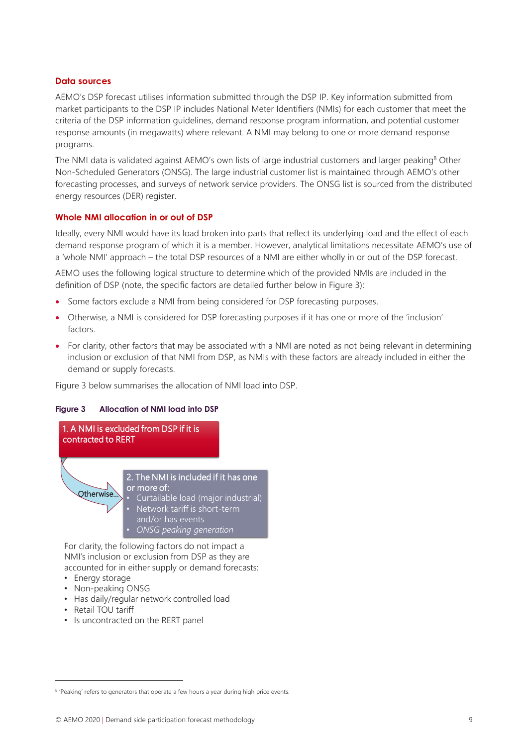### Data sources

AEMO's DSP forecast utilises information submitted through the DSP IP. Key information submitted from market participants to the DSP IP includes National Meter Identifiers (NMIs) for each customer that meet the criteria of the DSP information guidelines, demand response program information, and potential customer response amounts (in megawatts) where relevant. A NMI may belong to one or more demand response programs.

The NMI data is validated against AEMO's own lists of large industrial customers and larger peaking[8] Other Non-Scheduled Generators (ONSG). The large industrial customer list is maintained through AEMO's other forecasting processes, and surveys of network service providers. The ONSG list is sourced from the distributed energy resources (DER) register.

### Whole NMI allocation in or out of DSP

Ideally, every NMI would have its load broken into parts that reflect its underlying load and the effect of each demand response program of which it is a member. However, analytical limitations necessitate AEMO's use of a 'whole NMI' approach – the total DSP resources of a NMI are either wholly in or out of the DSP forecast.

AEMO uses the following logical structure to determine which of the provided NMIs are included in the definition of DSP (note, the specific factors are detailed further below in Figure 3):

- Some factors exclude a NMI from being considered for DSP forecasting purposes.
- Otherwise, a NMI is considered for DSP forecasting purposes if it has one or more of the 'inclusion' factors.
- For clarity, other factors that may be associated with a NMI are noted as not being relevant in determining inclusion or exclusion of that NMI from DSP, as NMIs with these factors are already included in either the demand or supply forecasts.

Figure 3 below summarises the allocation of NMI load into DSP.

**Figure 3 Allocation of NMI load into DSP**

1. A NMI is excluded from DSP if it is contracted to RERT

Otherwise...

2. The NMI is included if it has one or more of:
   - Curtailable load (major industrial)
   - Network tariff is short-term and/or has events
   - *ONSG peaking generation*

For clarity, the following factors do not impact a NMI's inclusion or exclusion from DSP as they are accounted for in either supply or demand forecasts:
- Energy storage
- Non-peaking ONSG
- Has daily/regular network controlled load
- Retail TOU tariff
- Is uncontracted on the RERT panel

[8] 'Peaking' refers to generators that operate a few hours a year during high price events.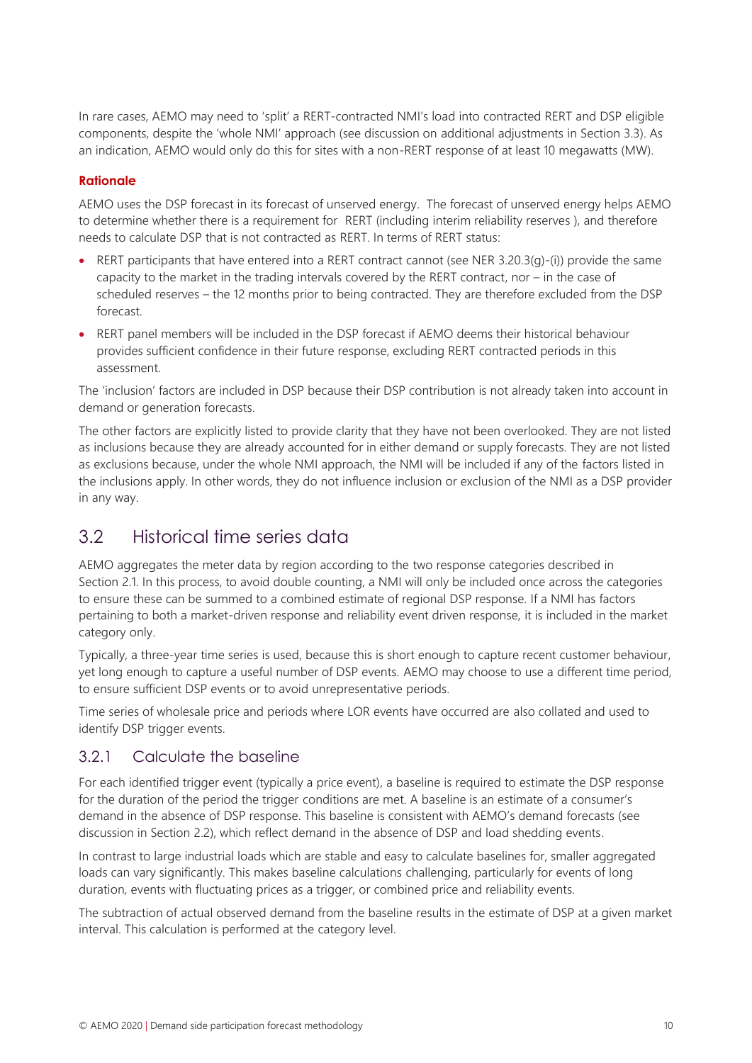In rare cases, AEMO may need to 'split' a RERT-contracted NMI's load into contracted RERT and DSP eligible components, despite the 'whole NMI' approach (see discussion on additional adjustments in Section 3.3). As an indication, AEMO would only do this for sites with a non-RERT response of at least 10 megawatts (MW).

**Rationale**

AEMO uses the DSP forecast in its forecast of unserved energy. The forecast of unserved energy helps AEMO to determine whether there is a requirement for RERT (including interim reliability reserves ), and therefore needs to calculate DSP that is not contracted as RERT. In terms of RERT status:

- RERT participants that have entered into a RERT contract cannot (see NER 3.20.3(g)-(i)) provide the same capacity to the market in the trading intervals covered by the RERT contract, nor – in the case of scheduled reserves – the 12 months prior to being contracted. They are therefore excluded from the DSP forecast.
- RERT panel members will be included in the DSP forecast if AEMO deems their historical behaviour provides sufficient confidence in their future response, excluding RERT contracted periods in this assessment.

The 'inclusion' factors are included in DSP because their DSP contribution is not already taken into account in demand or generation forecasts.

The other factors are explicitly listed to provide clarity that they have not been overlooked. They are not listed as inclusions because they are already accounted for in either demand or supply forecasts. They are not listed as exclusions because, under the whole NMI approach, the NMI will be included if any of the factors listed in the inclusions apply. In other words, they do not influence inclusion or exclusion of the NMI as a DSP provider in any way.

## 3.2 Historical time series data

AEMO aggregates the meter data by region according to the two response categories described in Section 2.1. In this process, to avoid double counting, a NMI will only be included once across the categories to ensure these can be summed to a combined estimate of regional DSP response. If a NMI has factors pertaining to both a market-driven response and reliability event driven response, it is included in the market category only.

Typically, a three-year time series is used, because this is short enough to capture recent customer behaviour, yet long enough to capture a useful number of DSP events. AEMO may choose to use a different time period, to ensure sufficient DSP events or to avoid unrepresentative periods.

Time series of wholesale price and periods where LOR events have occurred are also collated and used to identify DSP trigger events.

### 3.2.1 Calculate the baseline

For each identified trigger event (typically a price event), a baseline is required to estimate the DSP response for the duration of the period the trigger conditions are met. A baseline is an estimate of a consumer's demand in the absence of DSP response. This baseline is consistent with AEMO's demand forecasts (see discussion in Section 2.2), which reflect demand in the absence of DSP and load shedding events.

In contrast to large industrial loads which are stable and easy to calculate baselines for, smaller aggregated loads can vary significantly. This makes baseline calculations challenging, particularly for events of long duration, events with fluctuating prices as a trigger, or combined price and reliability events.

The subtraction of actual observed demand from the baseline results in the estimate of DSP at a given market interval. This calculation is performed at the category level.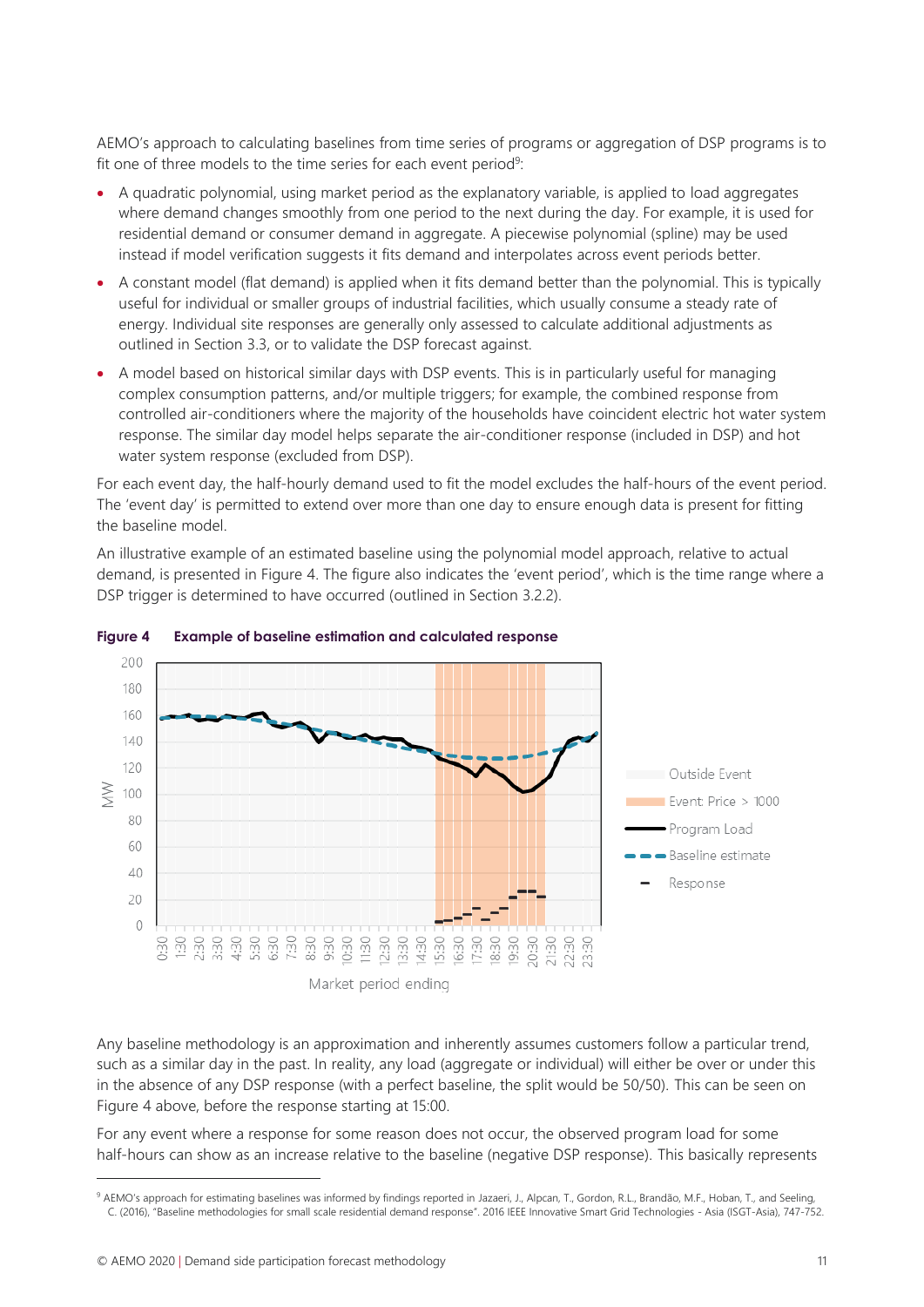AEMO's approach to calculating baselines from time series of programs or aggregation of DSP programs is to fit one of three models to the time series for each event period[9]:

- A quadratic polynomial, using market period as the explanatory variable, is applied to load aggregates where demand changes smoothly from one period to the next during the day. For example, it is used for residential demand or consumer demand in aggregate. A piecewise polynomial (spline) may be used instead if model verification suggests it fits demand and interpolates across event periods better.
- A constant model (flat demand) is applied when it fits demand better than the polynomial. This is typically useful for individual or smaller groups of industrial facilities, which usually consume a steady rate of energy. Individual site responses are generally only assessed to calculate additional adjustments as outlined in Section 3.3, or to validate the DSP forecast against.
- A model based on historical similar days with DSP events. This is in particularly useful for managing complex consumption patterns, and/or multiple triggers; for example, the combined response from controlled air-conditioners where the majority of the households have coincident electric hot water system response. The similar day model helps separate the air-conditioner response (included in DSP) and hot water system response (excluded from DSP).

For each event day, the half-hourly demand used to fit the model excludes the half-hours of the event period. The 'event day' is permitted to extend over more than one day to ensure enough data is present for fitting the baseline model.

An illustrative example of an estimated baseline using the polynomial model approach, relative to actual demand, is presented in Figure 4. The figure also indicates the 'event period', which is the time range where a DSP trigger is determined to have occurred (outlined in Section 3.2.2).

**Figure 4 Example of baseline estimation and calculated response**

Any baseline methodology is an approximation and inherently assumes customers follow a particular trend, such as a similar day in the past. In reality, any load (aggregate or individual) will either be over or under this in the absence of any DSP response (with a perfect baseline, the split would be 50/50). This can be seen on Figure 4 above, before the response starting at 15:00.

For any event where a response for some reason does not occur, the observed program load for some half-hours can show as an increase relative to the baseline (negative DSP response). This basically represents

[9] AEMO's approach for estimating baselines was informed by findings reported in Jazaeri, J., Alpcan, T., Gordon, R.L., Brandão, M.F., Hoban, T., and Seeling, C. (2016), "Baseline methodologies for small scale residential demand response". 2016 IEEE Innovative Smart Grid Technologies - Asia (ISGT-Asia), 747-752.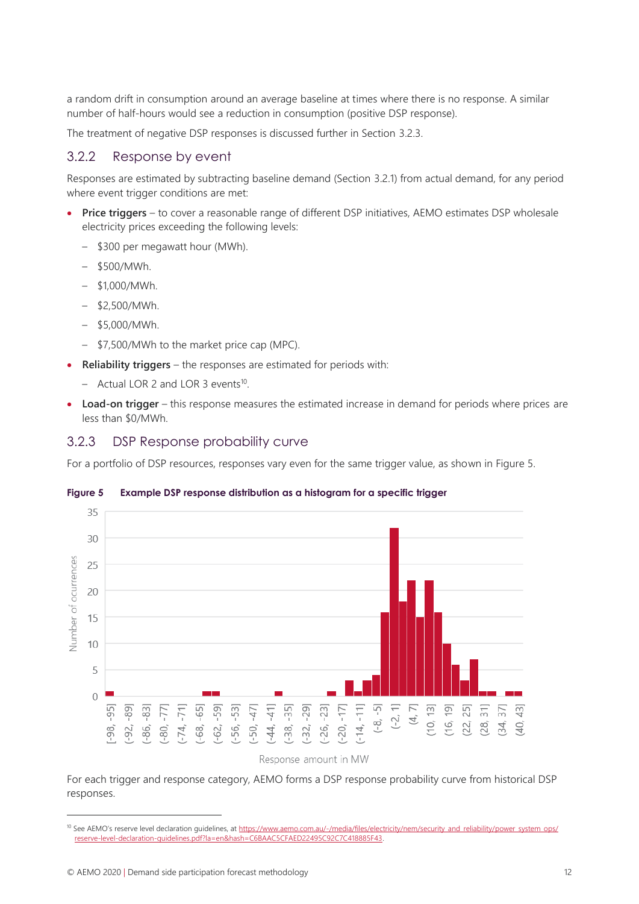a random drift in consumption around an average baseline at times where there is no response. A similar number of half-hours would see a reduction in consumption (positive DSP response).

The treatment of negative DSP responses is discussed further in Section 3.2.3.

### 3.2.2 Response by event

Responses are estimated by subtracting baseline demand (Section 3.2.1) from actual demand, for any period where event trigger conditions are met:

- **Price triggers** – to cover a reasonable range of different DSP initiatives, AEMO estimates DSP wholesale electricity prices exceeding the following levels:
  - $300 per megawatt hour (MWh).
  - $500/MWh.
  - $1,000/MWh.
  - $2,500/MWh.
  - $5,000/MWh.
  - $7,500/MWh to the market price cap (MPC).
- **Reliability triggers** – the responses are estimated for periods with:
  - Actual LOR 2 and LOR 3 events[10].
- **Load-on trigger** – this response measures the estimated increase in demand for periods where prices are less than $0/MWh.

### 3.2.3 DSP Response probability curve

For a portfolio of DSP resources, responses vary even for the same trigger value, as shown in Figure 5.

**Figure 5 Example DSP response distribution as a histogram for a specific trigger**

For each trigger and response category, AEMO forms a DSP response probability curve from historical DSP responses.

[10] See AEMO's reserve level declaration guidelines, at https://www.aemo.com.au/-/media/files/electricity/nem/security_and_reliability/power_system_ops/reserve-level-declaration-guidelines.pdf?la=en&hash=C6BAAC5CFAED22495C92C7C418885F43.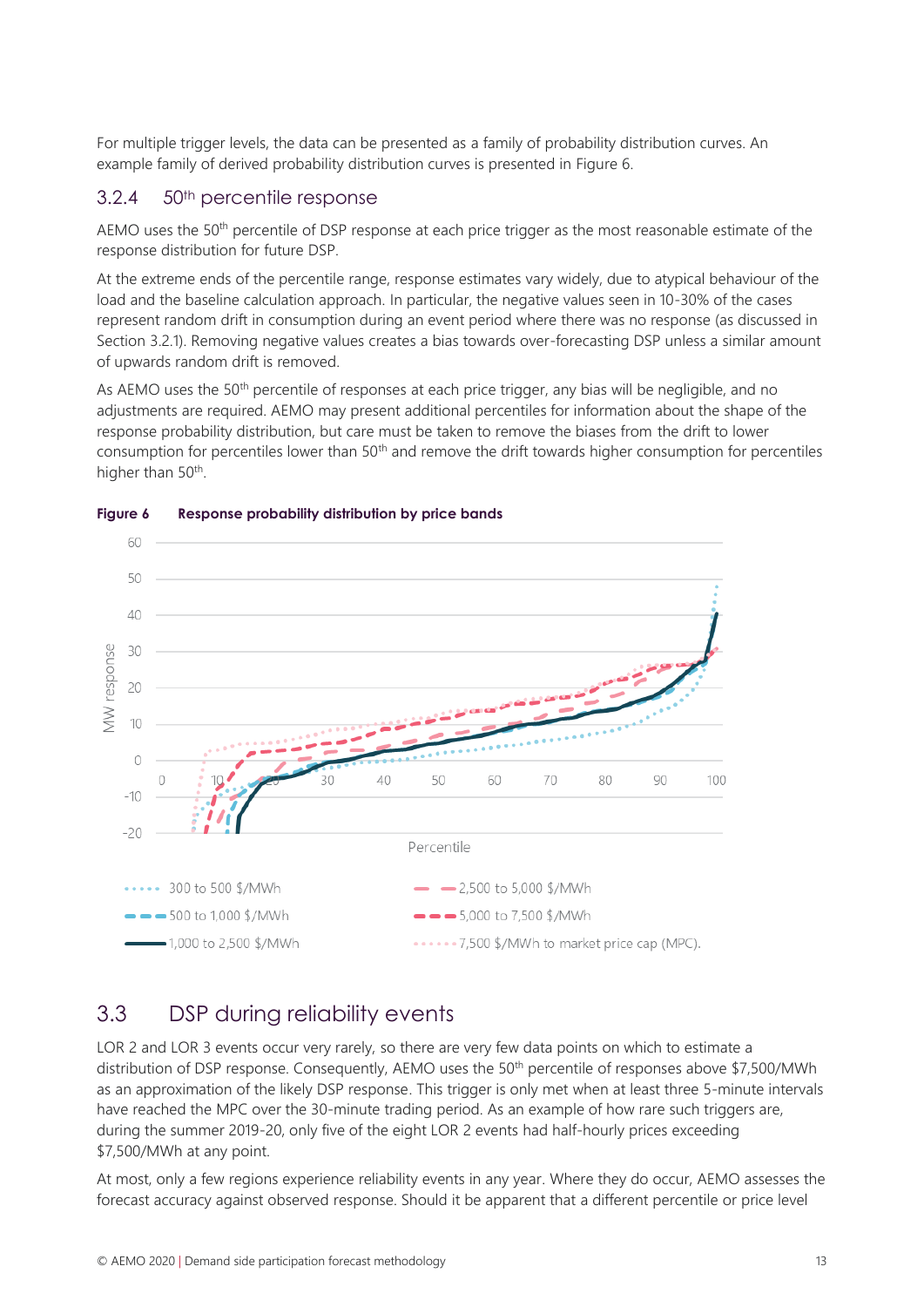For multiple trigger levels, the data can be presented as a family of probability distribution curves. An example family of derived probability distribution curves is presented in Figure 6.

### 3.2.4 50th percentile response

AEMO uses the 50th percentile of DSP response at each price trigger as the most reasonable estimate of the response distribution for future DSP.

At the extreme ends of the percentile range, response estimates vary widely, due to atypical behaviour of the load and the baseline calculation approach. In particular, the negative values seen in 10-30% of the cases represent random drift in consumption during an event period where there was no response (as discussed in Section 3.2.1). Removing negative values creates a bias towards over-forecasting DSP unless a similar amount of upwards random drift is removed.

As AEMO uses the 50th percentile of responses at each price trigger, any bias will be negligible, and no adjustments are required. AEMO may present additional percentiles for information about the shape of the response probability distribution, but care must be taken to remove the biases from the drift to lower consumption for percentiles lower than 50th and remove the drift towards higher consumption for percentiles higher than 50th.

**Figure 6 Response probability distribution by price bands**

## 3.3 DSP during reliability events

LOR 2 and LOR 3 events occur very rarely, so there are very few data points on which to estimate a distribution of DSP response. Consequently, AEMO uses the 50th percentile of responses above $7,500/MWh as an approximation of the likely DSP response. This trigger is only met when at least three 5-minute intervals have reached the MPC over the 30-minute trading period. As an example of how rare such triggers are, during the summer 2019-20, only five of the eight LOR 2 events had half-hourly prices exceeding $7,500/MWh at any point.

At most, only a few regions experience reliability events in any year. Where they do occur, AEMO assesses the forecast accuracy against observed response. Should it be apparent that a different percentile or price level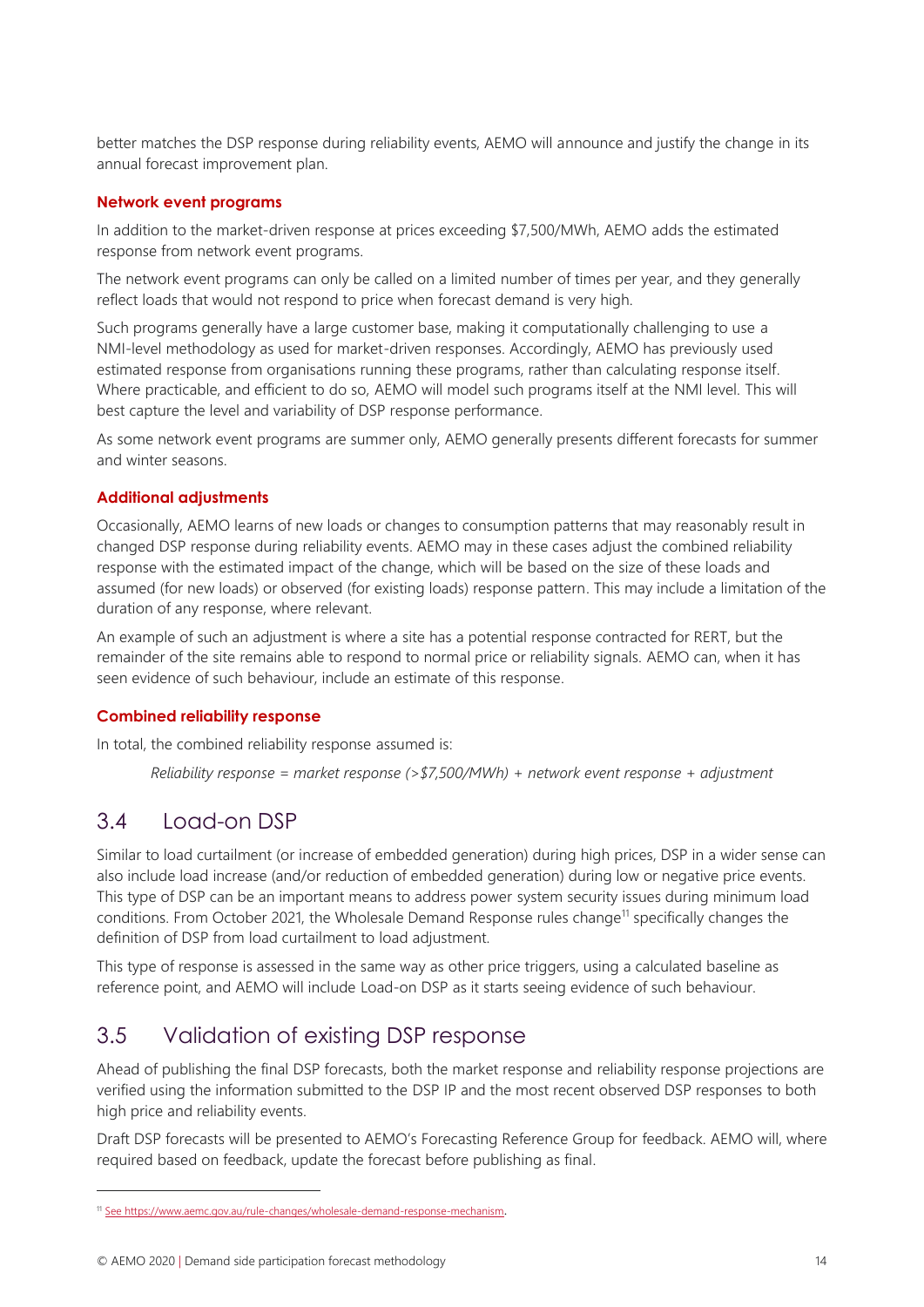better matches the DSP response during reliability events, AEMO will announce and justify the change in its annual forecast improvement plan.

#### Network event programs

In addition to the market-driven response at prices exceeding $7,500/MWh, AEMO adds the estimated response from network event programs.

The network event programs can only be called on a limited number of times per year, and they generally reflect loads that would not respond to price when forecast demand is very high.

Such programs generally have a large customer base, making it computationally challenging to use a NMI-level methodology as used for market-driven responses. Accordingly, AEMO has previously used estimated response from organisations running these programs, rather than calculating response itself. Where practicable, and efficient to do so, AEMO will model such programs itself at the NMI level. This will best capture the level and variability of DSP response performance.

As some network event programs are summer only, AEMO generally presents different forecasts for summer and winter seasons.

#### Additional adjustments

Occasionally, AEMO learns of new loads or changes to consumption patterns that may reasonably result in changed DSP response during reliability events. AEMO may in these cases adjust the combined reliability response with the estimated impact of the change, which will be based on the size of these loads and assumed (for new loads) or observed (for existing loads) response pattern. This may include a limitation of the duration of any response, where relevant.

An example of such an adjustment is where a site has a potential response contracted for RERT, but the remainder of the site remains able to respond to normal price or reliability signals. AEMO can, when it has seen evidence of such behaviour, include an estimate of this response.

#### Combined reliability response

In total, the combined reliability response assumed is:

*Reliability response = market response (>$7,500/MWh) + network event response + adjustment*

## 3.4 Load-on DSP

Similar to load curtailment (or increase of embedded generation) during high prices, DSP in a wider sense can also include load increase (and/or reduction of embedded generation) during low or negative price events. This type of DSP can be an important means to address power system security issues during minimum load conditions. From October 2021, the Wholesale Demand Response rules change[11] specifically changes the definition of DSP from load curtailment to load adjustment.

This type of response is assessed in the same way as other price triggers, using a calculated baseline as reference point, and AEMO will include Load-on DSP as it starts seeing evidence of such behaviour.

## 3.5 Validation of existing DSP response

Ahead of publishing the final DSP forecasts, both the market response and reliability response projections are verified using the information submitted to the DSP IP and the most recent observed DSP responses to both high price and reliability events.

Draft DSP forecasts will be presented to AEMO's Forecasting Reference Group for feedback. AEMO will, where required based on feedback, update the forecast before publishing as final.

[11] See https://www.aemc.gov.au/rule-changes/wholesale-demand-response-mechanism.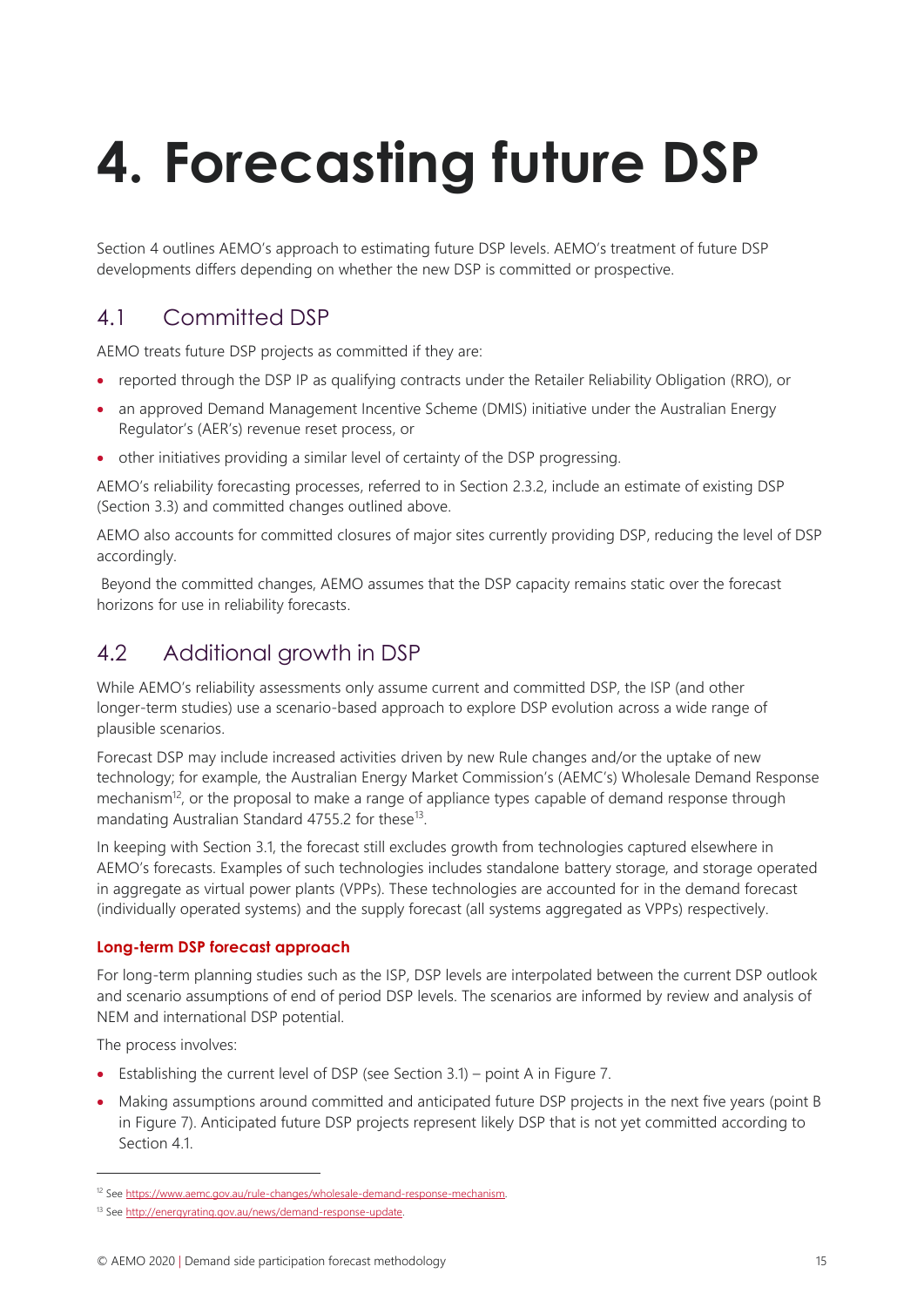# 4. Forecasting future DSP

Section 4 outlines AEMO's approach to estimating future DSP levels. AEMO's treatment of future DSP developments differs depending on whether the new DSP is committed or prospective.

## 4.1 Committed DSP

AEMO treats future DSP projects as committed if they are:

- reported through the DSP IP as qualifying contracts under the Retailer Reliability Obligation (RRO), or
- an approved Demand Management Incentive Scheme (DMIS) initiative under the Australian Energy Regulator's (AER's) revenue reset process, or
- other initiatives providing a similar level of certainty of the DSP progressing.

AEMO's reliability forecasting processes, referred to in Section 2.3.2, include an estimate of existing DSP (Section 3.3) and committed changes outlined above.

AEMO also accounts for committed closures of major sites currently providing DSP, reducing the level of DSP accordingly.

Beyond the committed changes, AEMO assumes that the DSP capacity remains static over the forecast horizons for use in reliability forecasts.

## 4.2 Additional growth in DSP

While AEMO's reliability assessments only assume current and committed DSP, the ISP (and other longer-term studies) use a scenario-based approach to explore DSP evolution across a wide range of plausible scenarios.

Forecast DSP may include increased activities driven by new Rule changes and/or the uptake of new technology; for example, the Australian Energy Market Commission's (AEMC's) Wholesale Demand Response mechanism[12], or the proposal to make a range of appliance types capable of demand response through mandating Australian Standard 4755.2 for these[13].

In keeping with Section 3.1, the forecast still excludes growth from technologies captured elsewhere in AEMO's forecasts. Examples of such technologies includes standalone battery storage, and storage operated in aggregate as virtual power plants (VPPs). These technologies are accounted for in the demand forecast (individually operated systems) and the supply forecast (all systems aggregated as VPPs) respectively.

### Long-term DSP forecast approach

For long-term planning studies such as the ISP, DSP levels are interpolated between the current DSP outlook and scenario assumptions of end of period DSP levels. The scenarios are informed by review and analysis of NEM and international DSP potential.

The process involves:

- Establishing the current level of DSP (see Section 3.1) – point A in Figure 7.
- Making assumptions around committed and anticipated future DSP projects in the next five years (point B in Figure 7). Anticipated future DSP projects represent likely DSP that is not yet committed according to Section 4.1.

[12] See https://www.aemc.gov.au/rule-changes/wholesale-demand-response-mechanism.

[13] See http://energyrating.gov.au/news/demand-response-update.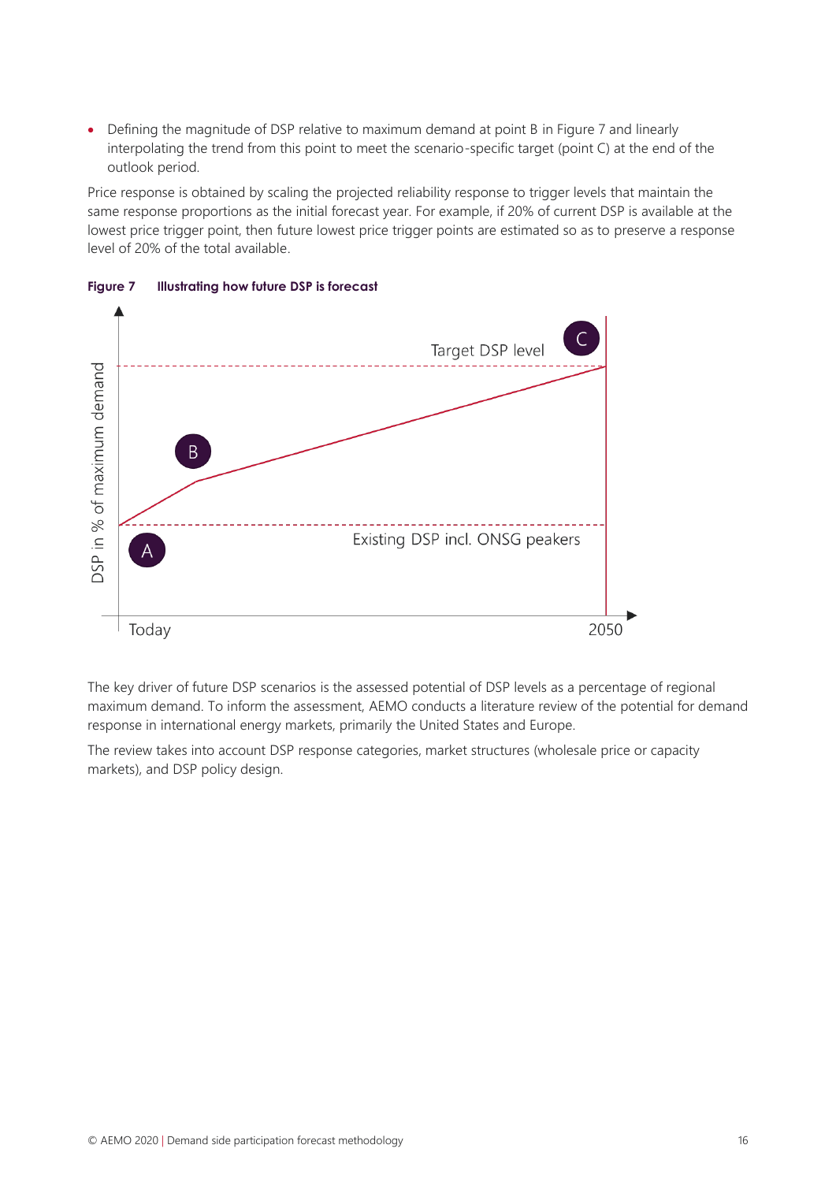- Defining the magnitude of DSP relative to maximum demand at point B in Figure 7 and linearly interpolating the trend from this point to meet the scenario-specific target (point C) at the end of the outlook period.

Price response is obtained by scaling the projected reliability response to trigger levels that maintain the same response proportions as the initial forecast year. For example, if 20% of current DSP is available at the lowest price trigger point, then future lowest price trigger points are estimated so as to preserve a response level of 20% of the total available.

**Figure 7 Illustrating how future DSP is forecast**

DSP in % of maximum demand

Target DSP level

C

B

A

Existing DSP incl. ONSG peakers

Today

2050

The key driver of future DSP scenarios is the assessed potential of DSP levels as a percentage of regional maximum demand. To inform the assessment, AEMO conducts a literature review of the potential for demand response in international energy markets, primarily the United States and Europe.

The review takes into account DSP response categories, market structures (wholesale price or capacity markets), and DSP policy design.